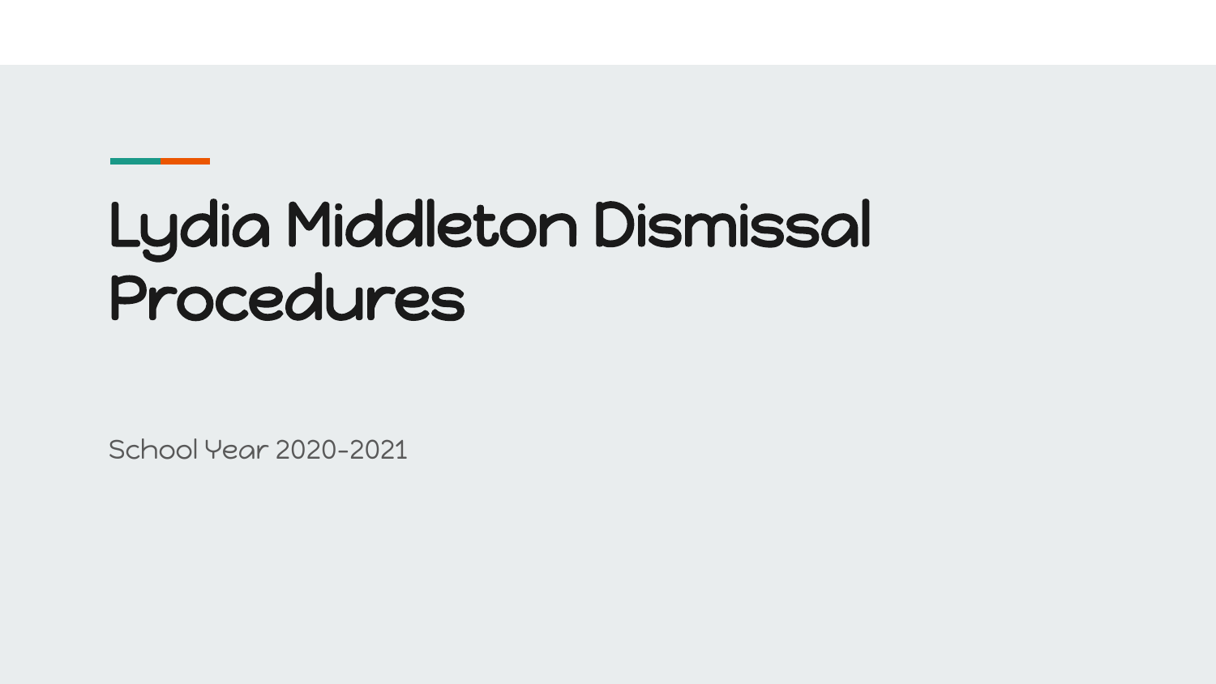# Lydia Middleton Dismissal Procedures

School Year 2020-2021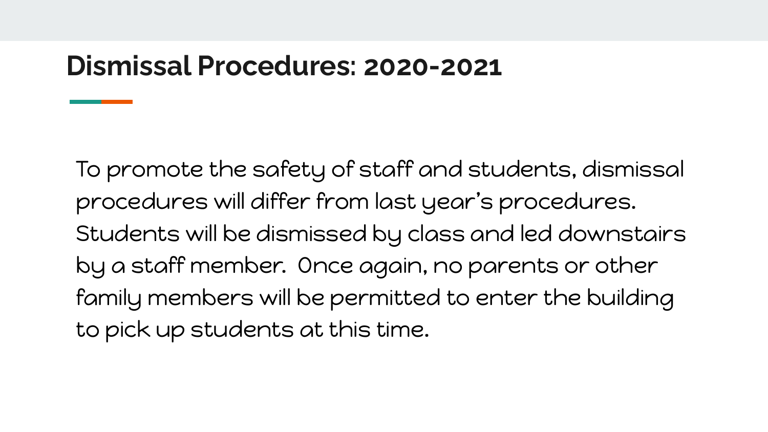# Dismissal Procedures: 2020-2021

To promote the safety of staff and students, dismissal procedures will differ from last year's procedures. Students will be dismissed by class and led downstairs by a staff member. Once again, no parents or other family members will be permitted to enter the building to pick up students at this time.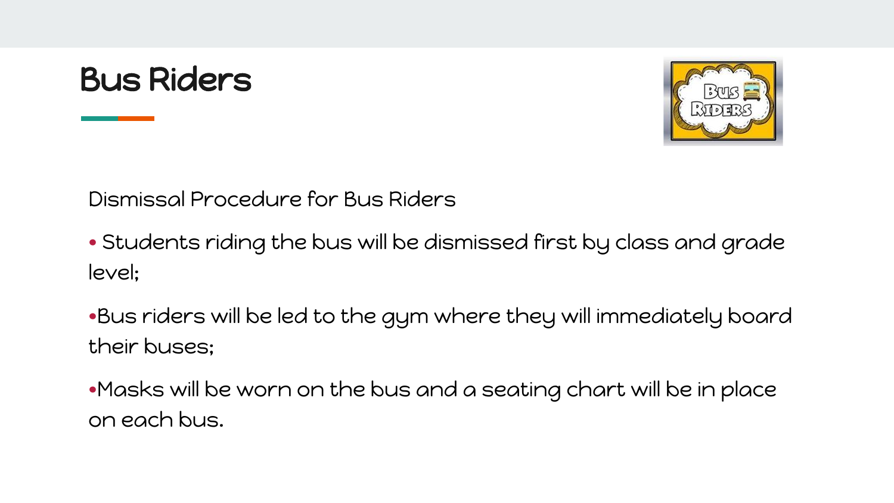# Bus Riders

Dismissal Procedure for Bus Riders

- Students riding the bus will be dismissed first by class and grade level;
- Bus riders will be led to the gym where they will immediately board their buses;
- Masks will be worn on the bus and a seating chart will be in place on each bus.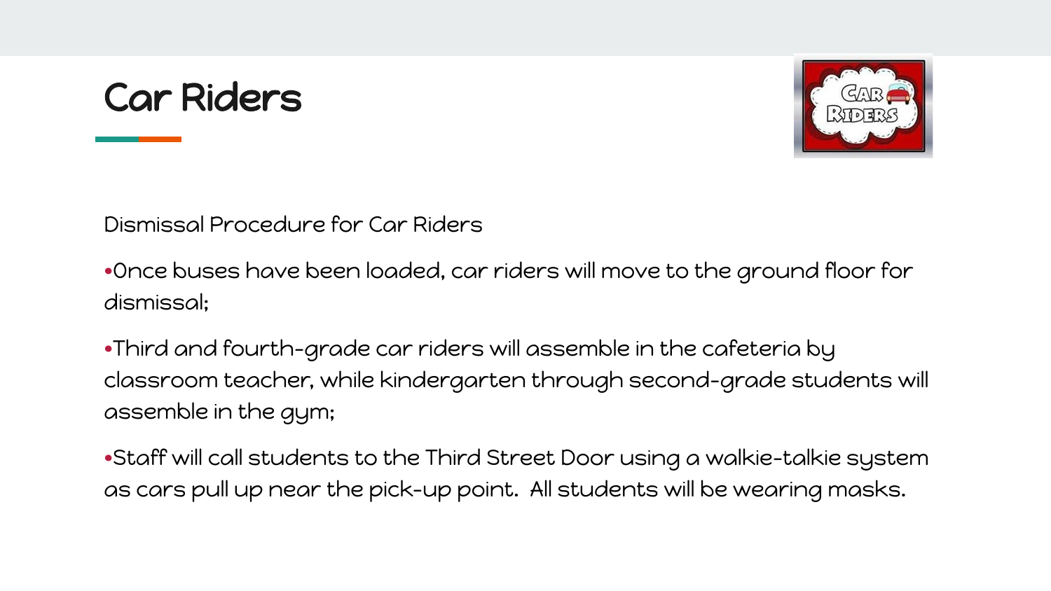# Car Riders

Dismissal Procedure for Car Riders

- Once buses have been loaded, car riders will move to the ground floor for dismissal;
- Third and fourth-grade car riders will assemble in the cafeteria by classroom teacher, while kindergarten through second-grade students will assemble in the gym;
- Staff will call students to the Third Street Door using a walkie-talkie system as cars pull up near the pick-up point. All students will be wearing masks.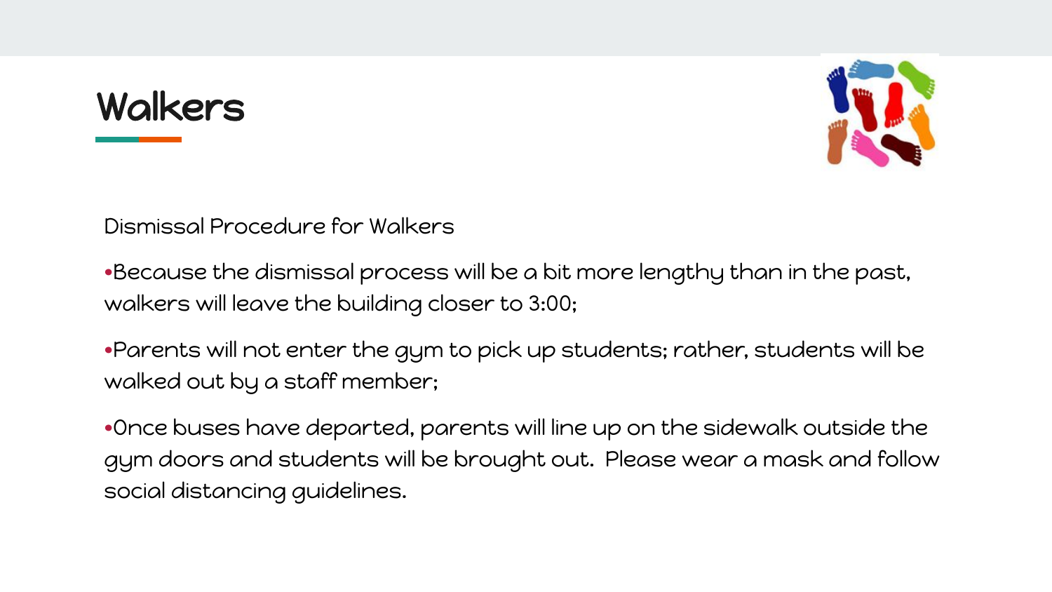# Walkers

Dismissal Procedure for Walkers

- Because the dismissal process will be a bit more lengthy than in the past, walkers will leave the building closer to 3:00;
- Parents will not enter the gym to pick up students; rather, students will be walked out by a staff member;
- Once buses have departed, parents will line up on the sidewalk outside the gym doors and students will be brought out.  Please wear a mask and follow social distancing guidelines.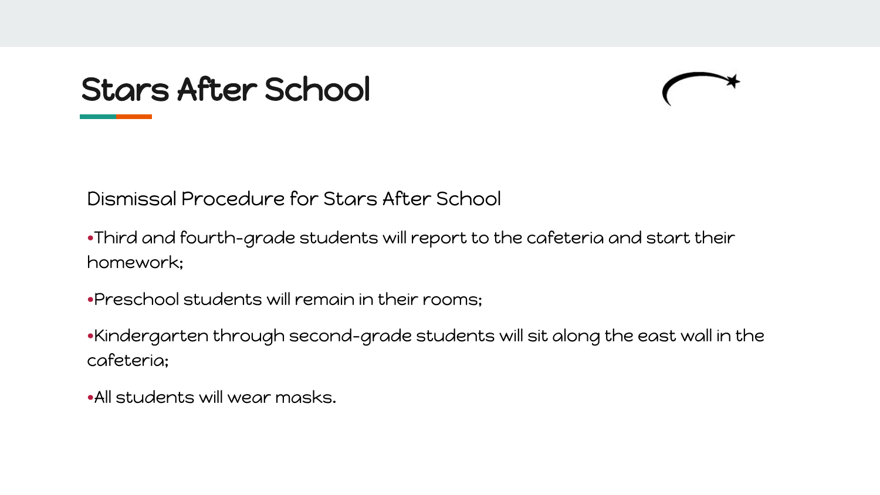# Stars After School

Dismissal Procedure for Stars After School

- Third and fourth-grade students will report to the cafeteria and start their homework;
- Preschool students will remain in their rooms;
- Kindergarten through second-grade students will sit along the east wall in the cafeteria;
- All students will wear masks.